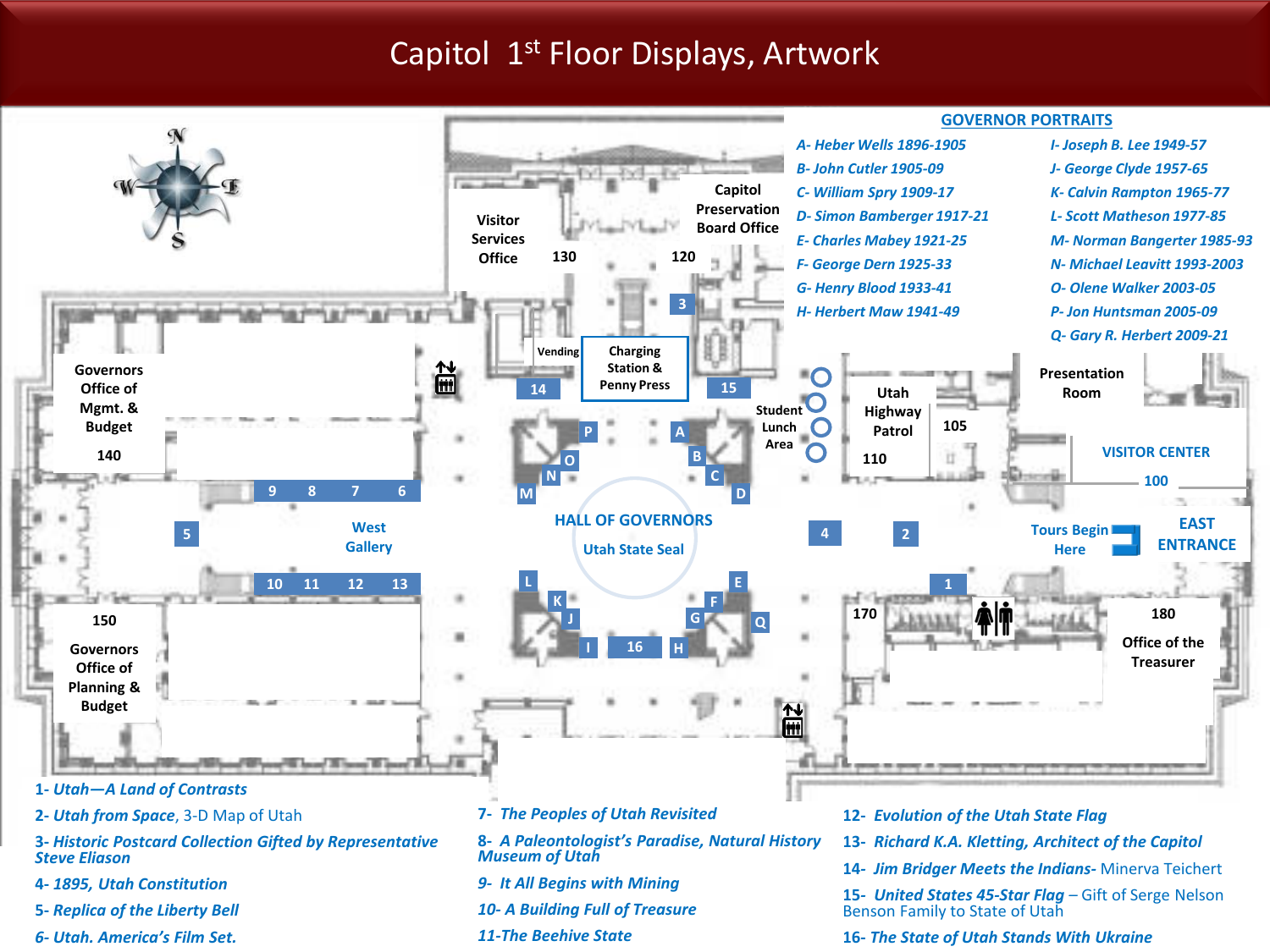# Capitol 1st Floor Displays, Artwork

## GOVERNOR PORTRAITS

- A- Heber Wells 1896-1905
- B- John Cutler 1905-09
- C- William Spry 1909-17
- D- Simon Bamberger 1917-21
- E- Charles Mabey 1921-25
- F- George Dern 1925-33
- G- Henry Blood 1933-41
- H- Herbert Maw 1941-49
- I- Joseph B. Lee 1949-57
- J- George Clyde 1957-65
- K- Calvin Rampton 1965-77
- L- Scott Matheson 1977-85
- M- Norman Bangerter 1985-93
- N- Michael Leavitt 1993-2003
- O- Olene Walker 2003-05
- P- Jon Huntsman 2005-09
- Q- Gary R. Herbert 2009-21

Visitor Services Office 130

Capitol Preservation Board Office 120

Vending

Charging Station & Penny Press

Governors Office of Mgmt. & Budget 140

Student Lunch Area

Utah Highway Patrol 110

105

Presentation Room

VISITOR CENTER 100

West Gallery

HALL OF GOVERNORS

Utah State Seal

Tours Begin Here

EAST ENTRANCE

150 Governors Office of Planning & Budget

170

180 Office of the Treasurer

1- *Utah—A Land of Contrasts*

2- *Utah from Space*, 3-D Map of Utah

3- *Historic Postcard Collection Gifted by Representative Steve Eliason*

4- *1895, Utah Constitution*

5- *Replica of the Liberty Bell*

6- *Utah. America's Film Set.*

7- *The Peoples of Utah Revisited*

8- *A Paleontologist's Paradise, Natural History Museum of Utah*

9- *It All Begins with Mining*

10- *A Building Full of Treasure*

11- *The Beehive State*

12- *Evolution of the Utah State Flag*

13- *Richard K.A. Kletting, Architect of the Capitol*

14- *Jim Bridger Meets the Indians-* Minerva Teichert

15- *United States 45-Star Flag* – Gift of Serge Nelson Benson Family to State of Utah

16- *The State of Utah Stands With Ukraine*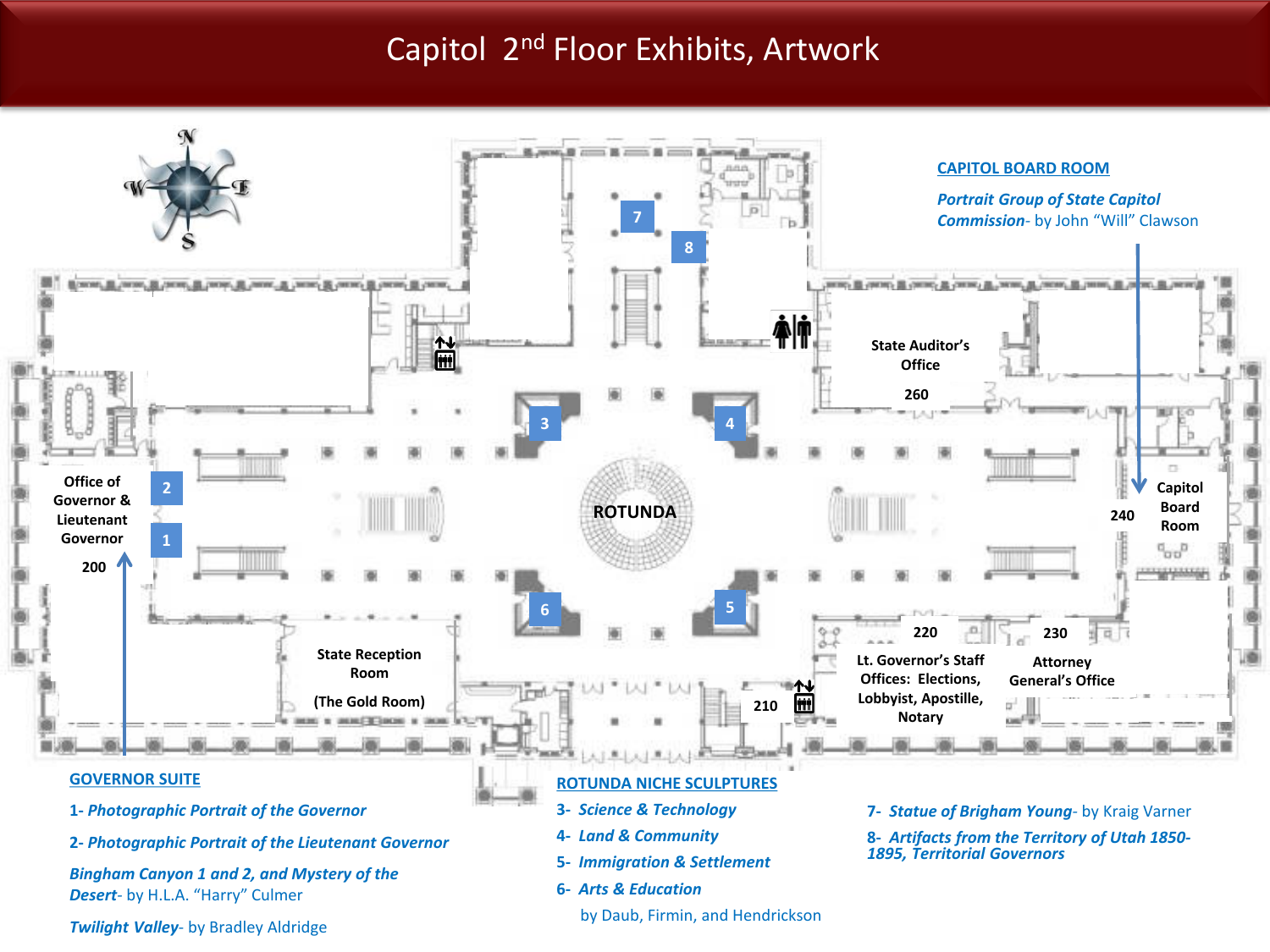# Capitol 2nd Floor Exhibits, Artwork

Office of Governor & Lieutenant Governor 200

State Reception Room (The Gold Room)

ROTUNDA

State Auditor's Office 260

Capitol Board Room 240

220 Lt. Governor's Staff Offices: Elections, Lobbyist, Apostille, Notary

230 Attorney General's Office

210

**CAPITOL BOARD ROOM**

*Portrait Group of State Capitol Commission*- by John "Will" Clawson

**GOVERNOR SUITE**

1- *Photographic Portrait of the Governor*

2- *Photographic Portrait of the Lieutenant Governor*

*Bingham Canyon 1 and 2, and Mystery of the Desert*- by H.L.A. "Harry" Culmer

*Twilight Valley*- by Bradley Aldridge

**ROTUNDA NICHE SCULPTURES**

3- *Science & Technology*

4- *Land & Community*

5- *Immigration & Settlement*

6- *Arts & Education*

by Daub, Firmin, and Hendrickson

7- *Statue of Brigham Young*- by Kraig Varner

8- *Artifacts from the Territory of Utah 1850-1895, Territorial Governors*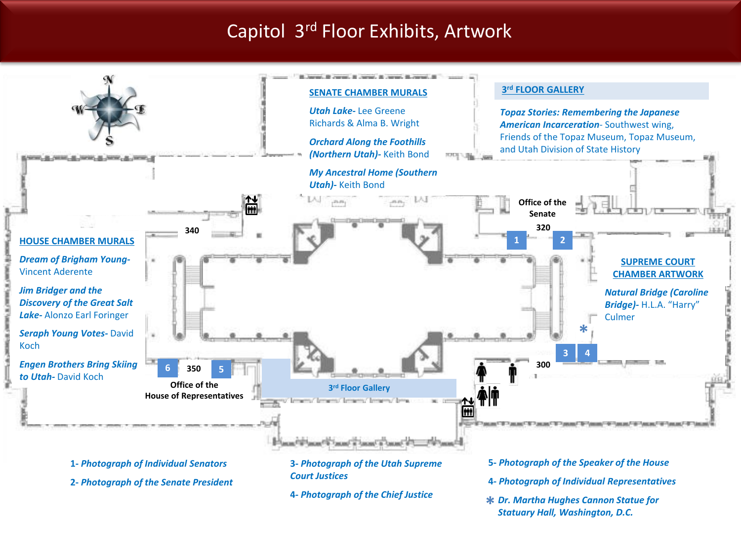# Capitol 3rd Floor Exhibits, Artwork

## SENATE CHAMBER MURALS

***Utah Lake-*** Lee Greene Richards & Alma B. Wright

***Orchard Along the Foothills (Northern Utah)-*** Keith Bond

***My Ancestral Home (Southern Utah)-*** Keith Bond

## 3rd FLOOR GALLERY

***Topaz Stories: Remembering the Japanese American Incarceration-*** Southwest wing, Friends of the Topaz Museum, Topaz Museum, and Utah Division of State History

## HOUSE CHAMBER MURALS

***Dream of Brigham Young-*** Vincent Aderente

***Jim Bridger and the Discovery of the Great Salt Lake-*** Alonzo Earl Foringer

***Seraph Young Votes-*** David Koch

***Engen Brothers Bring Skiing to Utah-*** David Koch

## SUPREME COURT CHAMBER ARTWORK

***Natural Bridge (Caroline Bridge)-*** H.L.A. “Harry” Culmer

Office of the Senate 320

340

Office of the House of Representatives 350

300

3rd Floor Gallery

*1- Photograph of Individual Senators*

*2- Photograph of the Senate President*

*3- Photograph of the Utah Supreme Court Justices*

*4- Photograph of the Chief Justice*

*5- Photograph of the Speaker of the House*

*4- Photograph of Individual Representatives*

\* *Dr. Martha Hughes Cannon Statue for Statuary Hall, Washington, D.C.*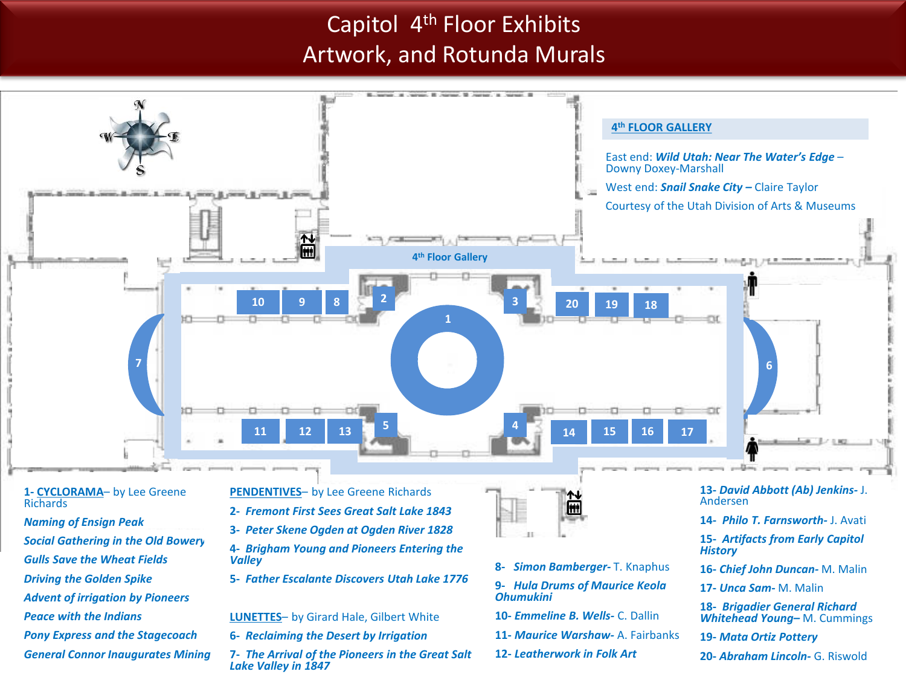# Capitol 4th Floor Exhibits Artwork, and Rotunda Murals

## 4th FLOOR GALLERY

East end: ***Wild Utah: Near The Water's Edge*** – Downy Doxey-Marshall

West end: ***Snail Snake City*** **–** Claire Taylor

Courtesy of the Utah Division of Arts & Museums

4th Floor Gallery

N
W E
S

1 2 3 4 5 6 7 8 9 10 11 12 13 14 15 16 17 18 19 20

**1- CYCLORAMA**– by Lee Greene Richards

*Naming of Ensign Peak*

*Social Gathering in the Old Bowery*

*Gulls Save the Wheat Fields*

*Driving the Golden Spike*

*Advent of irrigation by Pioneers*

*Peace with the Indians*

*Pony Express and the Stagecoach*

*General Connor Inaugurates Mining*

**PENDENTIVES**– by Lee Greene Richards

2- *Fremont First Sees Great Salt Lake 1843*

3- *Peter Skene Ogden at Ogden River 1828*

4- *Brigham Young and Pioneers Entering the Valley*

5- *Father Escalante Discovers Utah Lake 1776*

**LUNETTES**– by Girard Hale, Gilbert White

6- *Reclaiming the Desert by Irrigation*

7- *The Arrival of the Pioneers in the Great Salt Lake Valley in 1847*

8- *Simon Bamberger*- T. Knaphus

9- *Hula Drums of Maurice Keola Ohumukini*

10- *Emmeline B. Wells*- C. Dallin

11- *Maurice Warshaw*- A. Fairbanks

12- *Leatherwork in Folk Art*

13- *David Abbott (Ab) Jenkins*- J. Andersen

14- *Philo T. Farnsworth*- J. Avati

15- *Artifacts from Early Capitol History*

16- *Chief John Duncan*- M. Malin

17- *Unca Sam*- M. Malin

18- *Brigadier General Richard Whitehead Young*– M. Cummings

19- *Mata Ortiz Pottery*

20- *Abraham Lincoln*- G. Riswold